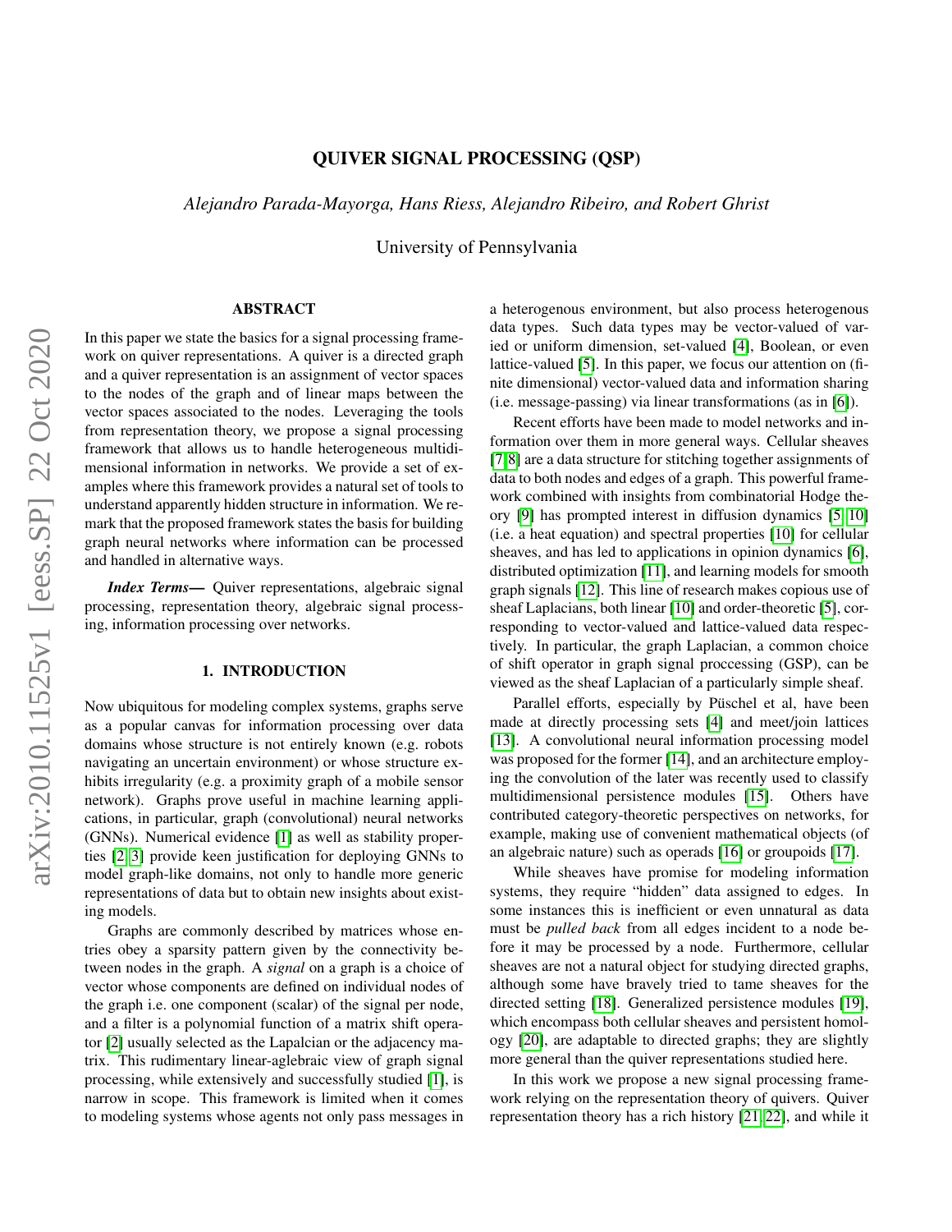# QUIVER SIGNAL PROCESSING (QSP)

*Alejandro Parada-Mayorga, Hans Riess, Alejandro Ribeiro, and Robert Ghrist*

University of Pennsylvania

## ABSTRACT

In this paper we state the basics for a signal processing framework on quiver representations. A quiver is a directed graph and a quiver representation is an assignment of vector spaces to the nodes of the graph and of linear maps between the vector spaces associated to the nodes. Leveraging the tools from representation theory, we propose a signal processing framework that allows us to handle heterogeneous multidimensional information in networks. We provide a set of examples where this framework provides a natural set of tools to understand apparently hidden structure in information. We remark that the proposed framework states the basis for building graph neural networks where information can be processed and handled in alternative ways.

***Index Terms*—** Quiver representations, algebraic signal processing, representation theory, algebraic signal processing, information processing over networks.

## 1. INTRODUCTION

Now ubiquitous for modeling complex systems, graphs serve as a popular canvas for information processing over data domains whose structure is not entirely known (e.g. robots navigating an uncertain environment) or whose structure exhibits irregularity (e.g. a proximity graph of a mobile sensor network). Graphs prove useful in machine learning applications, in particular, graph (convolutional) neural networks (GNNs). Numerical evidence [1] as well as stability properties [2, 3] provide keen justification for deploying GNNs to model graph-like domains, not only to handle more generic representations of data but to obtain new insights about existing models.

Graphs are commonly described by matrices whose entries obey a sparsity pattern given by the connectivity between nodes in the graph. A *signal* on a graph is a choice of vector whose components are defined on individual nodes of the graph i.e. one component (scalar) of the signal per node, and a filter is a polynomial function of a matrix shift operator [2] usually selected as the Lapalcian or the adjacency matrix. This rudimentary linear-aglebraic view of graph signal processing, while extensively and successfully studied [1], is narrow in scope. This framework is limited when it comes to modeling systems whose agents not only pass messages in a heterogenous environment, but also process heterogenous data types. Such data types may be vector-valued of varied or uniform dimension, set-valued [4], Boolean, or even lattice-valued [5]. In this paper, we focus our attention on (finite dimensional) vector-valued data and information sharing (i.e. message-passing) via linear transformations (as in [6]).

Recent efforts have been made to model networks and information over them in more general ways. Cellular sheaves [7, 8] are a data structure for stitching together assignments of data to both nodes and edges of a graph. This powerful framework combined with insights from combinatorial Hodge theory [9] has prompted interest in diffusion dynamics [5, 10] (i.e. a heat equation) and spectral properties [10] for cellular sheaves, and has led to applications in opinion dynamics [6], distributed optimization [11], and learning models for smooth graph signals [12]. This line of research makes copious use of sheaf Laplacians, both linear [10] and order-theoretic [5], corresponding to vector-valued and lattice-valued data respectively. In particular, the graph Laplacian, a common choice of shift operator in graph signal proccessing (GSP), can be viewed as the sheaf Laplacian of a particularly simple sheaf.

Parallel efforts, especially by Püschel et al, have been made at directly processing sets [4] and meet/join lattices [13]. A convolutional neural information processing model was proposed for the former [14], and an architecture employing the convolution of the later was recently used to classify multidimensional persistence modules [15]. Others have contributed category-theoretic perspectives on networks, for example, making use of convenient mathematical objects (of an algebraic nature) such as operads [16] or groupoids [17].

While sheaves have promise for modeling information systems, they require "hidden" data assigned to edges. In some instances this is inefficient or even unnatural as data must be *pulled back* from all edges incident to a node before it may be processed by a node. Furthermore, cellular sheaves are not a natural object for studying directed graphs, although some have bravely tried to tame sheaves for the directed setting [18]. Generalized persistence modules [19], which encompass both cellular sheaves and persistent homology [20], are adaptable to directed graphs; they are slightly more general than the quiver representations studied here.

In this work we propose a new signal processing framework relying on the representation theory of quivers. Quiver representation theory has a rich history [21, 22], and while it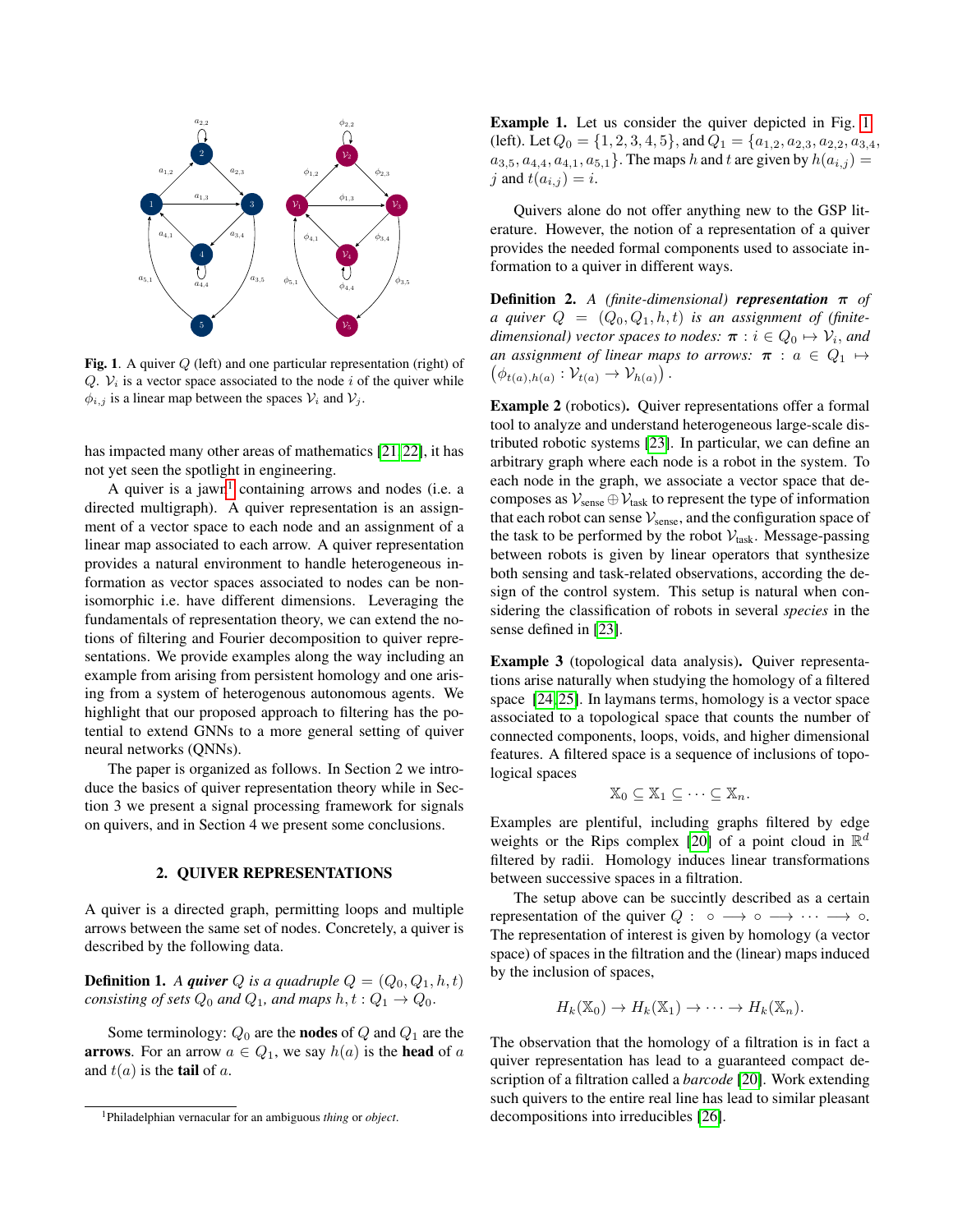**Fig. 1**. A quiver $Q$ (left) and one particular representation (right) of $Q$. $\mathcal{V}_i$ is a vector space associated to the node $i$ of the quiver while $\phi_{i,j}$ is a linear map between the spaces $\mathcal{V}_i$ and $\mathcal{V}_j$.

has impacted many other areas of mathematics [21, 22], it has not yet seen the spotlight in engineering.

A quiver is a jawn[1] containing arrows and nodes (i.e. a directed multigraph). A quiver representation is an assignment of a vector space to each node and an assignment of a linear map associated to each arrow. A quiver representation provides a natural environment to handle heterogeneous information as vector spaces associated to nodes can be nonisomorphic i.e. have different dimensions. Leveraging the fundamentals of representation theory, we can extend the notions of filtering and Fourier decomposition to quiver representations. We provide examples along the way including an example from arising from persistent homology and one arising from a system of heterogenous autonomous agents. We highlight that our proposed approach to filtering has the potential to extend GNNs to a more general setting of quiver neural networks (QNNs).

The paper is organized as follows. In Section 2 we introduce the basics of quiver representation theory while in Section 3 we present a signal processing framework for signals on quivers, and in Section 4 we present some conclusions.

## 2. QUIVER REPRESENTATIONS

A quiver is a directed graph, permitting loops and multiple arrows between the same set of nodes. Concretely, a quiver is described by the following data.

**Definition 1.** *A **quiver** $Q$ is a quadruple $Q = (Q_0, Q_1, h, t)$ consisting of sets $Q_0$ and $Q_1$, and maps $h, t : Q_1 \to Q_0$.*

Some terminology: $Q_0$ are the **nodes** of $Q$ and $Q_1$ are the **arrows**. For an arrow $a \in Q_1$, we say $h(a)$ is the **head** of $a$ and $t(a)$ is the **tail** of $a$.

[1] Philadelphian vernacular for an ambiguous *thing* or *object*.

**Example 1.** Let us consider the quiver depicted in Fig. 1 (left). Let $Q_0 = \{1, 2, 3, 4, 5\}$, and $Q_1 = \{a_{1,2}, a_{2,3}, a_{2,2}, a_{3,4}, a_{3,5}, a_{4,4}, a_{4,1}, a_{5,1}\}$. The maps $h$ and $t$ are given by $h(a_{i,j}) = j$ and $t(a_{i,j}) = i$.

Quivers alone do not offer anything new to the GSP literature. However, the notion of a representation of a quiver provides the needed formal components used to associate information to a quiver in different ways.

**Definition 2.** *A (finite-dimensional) **representation** $\boldsymbol{\pi}$ of a quiver $Q = (Q_0, Q_1, h, t)$ is an assignment of (finite-dimensional) vector spaces to nodes: $\boldsymbol{\pi} : i \in Q_0 \mapsto \mathcal{V}_i$, and an assignment of linear maps to arrows: $\boldsymbol{\pi} : a \in Q_1 \mapsto \left(\phi_{t(a),h(a)} : \mathcal{V}_{t(a)} \to \mathcal{V}_{h(a)}\right)$.*

**Example 2** (robotics). Quiver representations offer a formal tool to analyze and understand heterogeneous large-scale distributed robotic systems [23]. In particular, we can define an arbitrary graph where each node is a robot in the system. To each node in the graph, we associate a vector space that decomposes as $\mathcal{V}_{\text{sense}} \oplus \mathcal{V}_{\text{task}}$ to represent the type of information that each robot can sense $\mathcal{V}_{\text{sense}}$, and the configuration space of the task to be performed by the robot $\mathcal{V}_{\text{task}}$. Message-passing between robots is given by linear operators that synthesize both sensing and task-related observations, according the design of the control system. This setup is natural when considering the classification of robots in several *species* in the sense defined in [23].

**Example 3** (topological data analysis)**.** Quiver representations arise naturally when studying the homology of a filtered space [24, 25]. In laymans terms, homology is a vector space associated to a topological space that counts the number of connected components, loops, voids, and higher dimensional features. A filtered space is a sequence of inclusions of topological spaces

$$\mathbb{X}_0 \subseteq \mathbb{X}_1 \subseteq \cdots \subseteq \mathbb{X}_n.$$

Examples are plentiful, including graphs filtered by edge weights or the Rips complex [20] of a point cloud in $\mathbb{R}^d$ filtered by radii. Homology induces linear transformations between successive spaces in a filtration.

The setup above can be succintly described as a certain representation of the quiver $Q : \circ \longrightarrow \circ \longrightarrow \cdots \longrightarrow \circ$. The representation of interest is given by homology (a vector space) of spaces in the filtration and the (linear) maps induced by the inclusion of spaces,

$$H_k(\mathbb{X}_0) \to H_k(\mathbb{X}_1) \to \cdots \to H_k(\mathbb{X}_n).$$

The observation that the homology of a filtration is in fact a quiver representation has lead to a guaranteed compact description of a filtration called a *barcode* [20]. Work extending such quivers to the entire real line has lead to similar pleasant decompositions into irreducibles [26].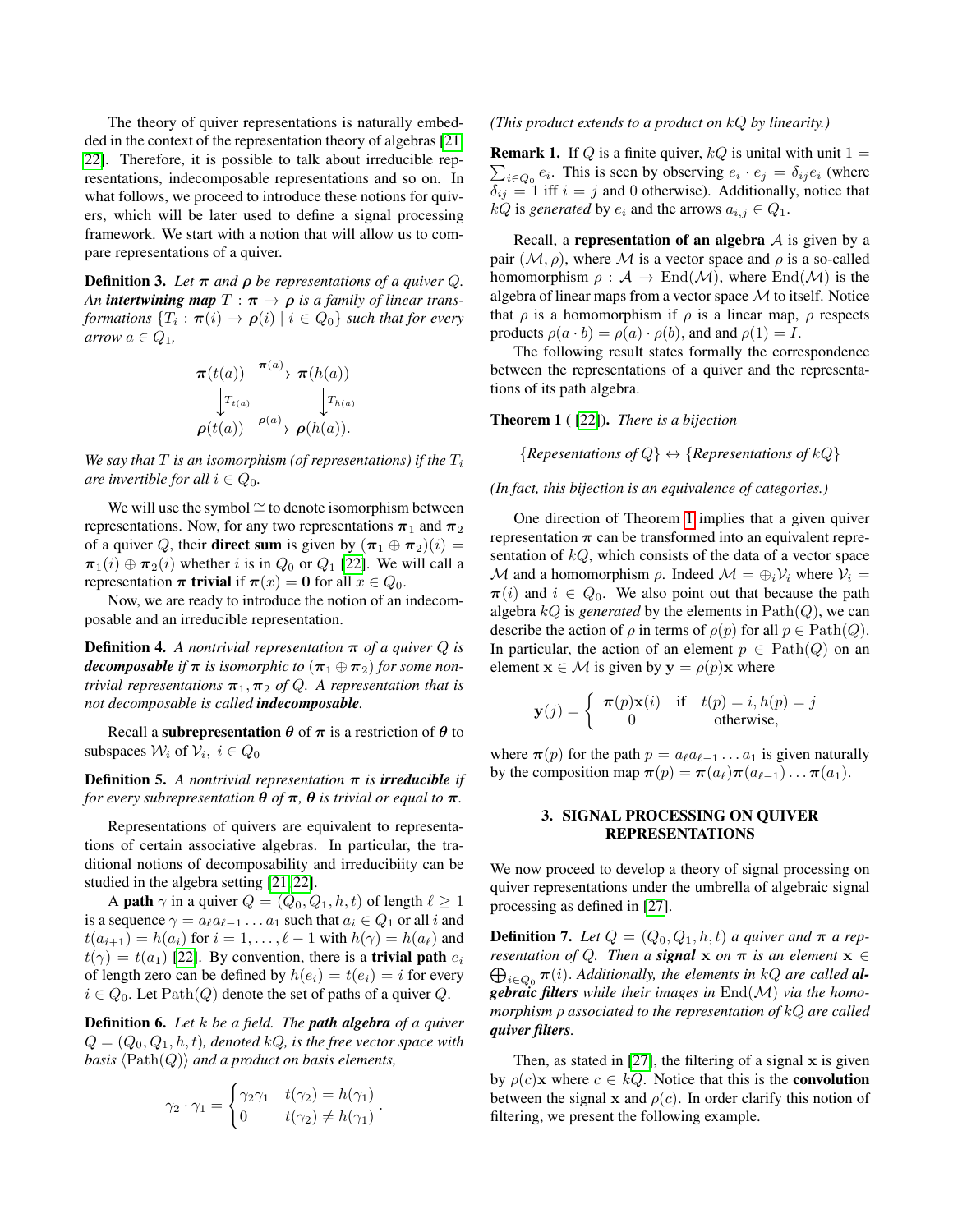The theory of quiver representations is naturally embedded in the context of the representation theory of algebras [21, 22]. Therefore, it is possible to talk about irreducible representations, indecomposable representations and so on. In what follows, we proceed to introduce these notions for quivers, which will be later used to define a signal processing framework. We start with a notion that will allow us to compare representations of a quiver.

**Definition 3.** *Let $\boldsymbol{\pi}$ and $\boldsymbol{\rho}$ be representations of a quiver $Q$. An **intertwining map** $T : \boldsymbol{\pi} \rightarrow \boldsymbol{\rho}$ is a family of linear transformations $\{T_i : \boldsymbol{\pi}(i) \rightarrow \boldsymbol{\rho}(i) \mid i \in Q_0\}$ such that for every arrow $a \in Q_1$,*

$$\begin{array}{ccc} \boldsymbol{\pi}(t(a)) & \xrightarrow{\boldsymbol{\pi}(a)} & \boldsymbol{\pi}(h(a)) \\ \big\downarrow T_{t(a)} & & \big\downarrow T_{h(a)} \\ \boldsymbol{\rho}(t(a)) & \xrightarrow{\boldsymbol{\rho}(a)} & \boldsymbol{\rho}(h(a)). \end{array}$$

*We say that $T$ is an isomorphism (of representations) if the $T_i$ are invertible for all $i \in Q_0$.*

We will use the symbol $\cong$ to denote isomorphism between representations. Now, for any two representations $\boldsymbol{\pi}_1$ and $\boldsymbol{\pi}_2$ of a quiver $Q$, their **direct sum** is given by $(\boldsymbol{\pi}_1 \oplus \boldsymbol{\pi}_2)(i) = \boldsymbol{\pi}_1(i) \oplus \boldsymbol{\pi}_2(i)$ whether $i$ is in $Q_0$ or $Q_1$ [22]. We will call a representation $\boldsymbol{\pi}$ **trivial** if $\boldsymbol{\pi}(x) = \mathbf{0}$ for all $x \in Q_0$.

Now, we are ready to introduce the notion of an indecomposable and an irreducible representation.

**Definition 4.** *A nontrivial representation $\boldsymbol{\pi}$ of a quiver $Q$ is **decomposable** if $\boldsymbol{\pi}$ is isomorphic to $(\boldsymbol{\pi}_1 \oplus \boldsymbol{\pi}_2)$ for some nontrivial representations $\boldsymbol{\pi}_1, \boldsymbol{\pi}_2$ of $Q$. A representation that is not decomposable is called **indecomposable**.*

Recall a **subrepresentation** $\boldsymbol{\theta}$ of $\boldsymbol{\pi}$ is a restriction of $\boldsymbol{\theta}$ to subspaces $\mathcal{W}_i$ of $\mathcal{V}_i$, $i \in Q_0$

**Definition 5.** *A nontrivial representation $\boldsymbol{\pi}$ is **irreducible** if for every subrepresentation $\boldsymbol{\theta}$ of $\boldsymbol{\pi}$, $\boldsymbol{\theta}$ is trivial or equal to $\boldsymbol{\pi}$.*

Representations of quivers are equivalent to representations of certain associative algebras. In particular, the traditional notions of decomposability and irreducibiity can be studied in the algebra setting [21, 22].

A **path** $\gamma$ in a quiver $Q = (Q_0, Q_1, h, t)$ of length $\ell \geq 1$ is a sequence $\gamma = a_\ell a_{\ell-1} \ldots a_1$ such that $a_i \in Q_1$ or all $i$ and $t(a_{i+1}) = h(a_i)$ for $i = 1, \ldots, \ell - 1$ with $h(\gamma) = h(a_\ell)$ and $t(\gamma) = t(a_1)$ [22]. By convention, there is a **trivial path** $e_i$ of length zero can be defined by $h(e_i) = t(e_i) = i$ for every $i \in Q_0$. Let $\text{Path}(Q)$ denote the set of paths of a quiver $Q$.

**Definition 6.** *Let $k$ be a field. The **path algebra** of a quiver $Q = (Q_0, Q_1, h, t)$, denoted $kQ$, is the free vector space with basis $\langle \text{Path}(Q) \rangle$ and a product on basis elements,*

$$\gamma_2 \cdot \gamma_1 = \begin{cases} \gamma_2 \gamma_1 & t(\gamma_2) = h(\gamma_1) \\ 0 & t(\gamma_2) \neq h(\gamma_1) \end{cases}.$$

*(This product extends to a product on $kQ$ by linearity.)*

**Remark 1.** If $Q$ is a finite quiver, $kQ$ is unital with unit $1 = \sum_{i \in Q_0} e_i$. This is seen by observing $e_i \cdot e_j = \delta_{ij} e_i$ (where $\delta_{ij} = 1$ iff $i = j$ and 0 otherwise). Additionally, notice that $kQ$ is *generated* by $e_i$ and the arrows $a_{i,j} \in Q_1$.

Recall, a **representation of an algebra** $\mathcal{A}$ is given by a pair $(\mathcal{M}, \rho)$, where $\mathcal{M}$ is a vector space and $\rho$ is a so-called homomorphism $\rho : \mathcal{A} \rightarrow \text{End}(\mathcal{M})$, where $\text{End}(\mathcal{M})$ is the algebra of linear maps from a vector space $\mathcal{M}$ to itself. Notice that $\rho$ is a homomorphism if $\rho$ is a linear map, $\rho$ respects products $\rho(a \cdot b) = \rho(a) \cdot \rho(b)$, and and $\rho(1) = I$.

The following result states formally the correspondence between the representations of a quiver and the representations of its path algebra.

**Theorem 1** ([22]). *There is a bijection*

$$\{\textit{Repesentations of } Q\} \leftrightarrow \{\textit{Representations of } kQ\}$$

*(In fact, this bijection is an equivalence of categories.)*

One direction of Theorem 1 implies that a given quiver representation $\boldsymbol{\pi}$ can be transformed into an equivalent representation of $kQ$, which consists of the data of a vector space $\mathcal{M}$ and a homomorphism $\rho$. Indeed $\mathcal{M} = \oplus_i \mathcal{V}_i$ where $\mathcal{V}_i = \boldsymbol{\pi}(i)$ and $i \in Q_0$. We also point out that because the path algebra $kQ$ is *generated* by the elements in $\text{Path}(Q)$, we can describe the action of $\rho$ in terms of $\rho(p)$ for all $p \in \text{Path}(Q)$. In particular, the action of an element $p \in \text{Path}(Q)$ on an element $\mathbf{x} \in \mathcal{M}$ is given by $\mathbf{y} = \rho(p)\mathbf{x}$ where

$$\mathbf{y}(j) = \begin{cases} \boldsymbol{\pi}(p)\mathbf{x}(i) & \text{if} \quad t(p) = i, h(p) = j \\ 0 & \text{otherwise,} \end{cases}$$

where $\boldsymbol{\pi}(p)$ for the path $p = a_\ell a_{\ell-1} \ldots a_1$ is given naturally by the composition map $\boldsymbol{\pi}(p) = \boldsymbol{\pi}(a_\ell)\boldsymbol{\pi}(a_{\ell-1}) \ldots \boldsymbol{\pi}(a_1)$.

## 3. SIGNAL PROCESSING ON QUIVER REPRESENTATIONS

We now proceed to develop a theory of signal processing on quiver representations under the umbrella of algebraic signal processing as defined in [27].

**Definition 7.** *Let $Q = (Q_0, Q_1, h, t)$ a quiver and $\boldsymbol{\pi}$ a representation of $Q$. Then a **signal** $\mathbf{x}$ on $\boldsymbol{\pi}$ is an element $\mathbf{x} \in \bigoplus_{i \in Q_0} \boldsymbol{\pi}(i)$. Additionally, the elements in $kQ$ are called **algebraic filters** while their images in $\text{End}(\mathcal{M})$ via the homomorphism $\rho$ associated to the representation of $kQ$ are called **quiver filters**.*

Then, as stated in [27], the filtering of a signal $\mathbf{x}$ is given by $\rho(c)\mathbf{x}$ where $c \in kQ$. Notice that this is the **convolution** between the signal $\mathbf{x}$ and $\rho(c)$. In order clarify this notion of filtering, we present the following example.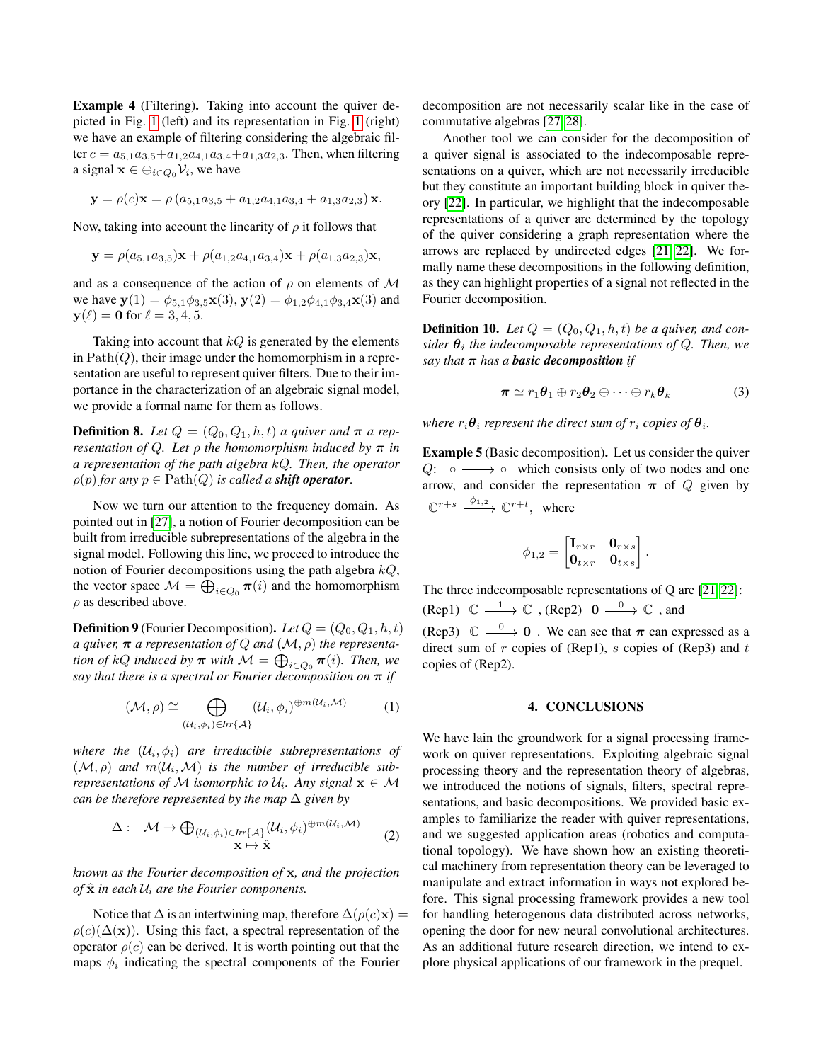**Example 4** (Filtering)**.** Taking into account the quiver depicted in Fig. 1 (left) and its representation in Fig. 1 (right) we have an example of filtering considering the algebraic filter $c = a_{5,1}a_{3,5}+a_{1,2}a_{4,1}a_{3,4}+a_{1,3}a_{2,3}$. Then, when filtering a signal $\mathbf{x} \in \oplus_{i\in Q_0}\mathcal{V}_i$, we have

$$\mathbf{y} = \rho(c)\mathbf{x} = \rho\left(a_{5,1}a_{3,5} + a_{1,2}a_{4,1}a_{3,4} + a_{1,3}a_{2,3}\right)\mathbf{x}.$$

Now, taking into account the linearity of $\rho$ it follows that

$$\mathbf{y} = \rho(a_{5,1}a_{3,5})\mathbf{x} + \rho(a_{1,2}a_{4,1}a_{3,4})\mathbf{x} + \rho(a_{1,3}a_{2,3})\mathbf{x},$$

and as a consequence of the action of $\rho$ on elements of $\mathcal{M}$ we have $\mathbf{y}(1) = \phi_{5,1}\phi_{3,5}\mathbf{x}(3)$, $\mathbf{y}(2) = \phi_{1,2}\phi_{4,1}\phi_{3,4}\mathbf{x}(3)$ and $\mathbf{y}(\ell) = \mathbf{0}$ for $\ell = 3, 4, 5$.

Taking into account that $kQ$ is generated by the elements in $\mathrm{Path}(Q)$, their image under the homomorphism in a representation are useful to represent quiver filters. Due to their importance in the characterization of an algebraic signal model, we provide a formal name for them as follows.

**Definition 8.** *Let $Q = (Q_0, Q_1, h, t)$ a quiver and $\boldsymbol{\pi}$ a representation of $Q$. Let $\rho$ the homomorphism induced by $\boldsymbol{\pi}$ in a representation of the path algebra $kQ$. Then, the operator $\rho(p)$ for any $p \in \mathrm{Path}(Q)$ is called a* ***shift operator****.*

Now we turn our attention to the frequency domain. As pointed out in [27], a notion of Fourier decomposition can be built from irreducible subrepresentations of the algebra in the signal model. Following this line, we proceed to introduce the notion of Fourier decompositions using the path algebra $kQ$, the vector space $\mathcal{M} = \bigoplus_{i\in Q_0}\boldsymbol{\pi}(i)$ and the homomorphism $\rho$ as described above.

**Definition 9** (Fourier Decomposition)**.** *Let $Q = (Q_0, Q_1, h, t)$ a quiver, $\boldsymbol{\pi}$ a representation of $Q$ and $(\mathcal{M}, \rho)$ the representation of $kQ$ induced by $\boldsymbol{\pi}$ with $\mathcal{M} = \bigoplus_{i\in Q_0}\boldsymbol{\pi}(i)$. Then, we say that there is a spectral or Fourier decomposition on $\boldsymbol{\pi}$ if*

$$(\mathcal{M}, \rho) \cong \bigoplus_{(\mathcal{U}_i,\phi_i)\in Irr\{\mathcal{A}\}} (\mathcal{U}_i, \phi_i)^{\oplus m(\mathcal{U}_i,\mathcal{M})} \tag{1}$$

*where the $(\mathcal{U}_i, \phi_i)$ are irreducible subrepresentations of $(\mathcal{M}, \rho)$ and $m(\mathcal{U}_i, \mathcal{M})$ is the number of irreducible subrepresentations of $\mathcal{M}$ isomorphic to $\mathcal{U}_i$. Any signal $\mathbf{x} \in \mathcal{M}$ can be therefore represented by the map $\Delta$ given by*

$$\Delta : \quad \begin{array}{c}\mathcal{M} \to \bigoplus_{(\mathcal{U}_i,\phi_i)\in Irr\{\mathcal{A}\}} (\mathcal{U}_i, \phi_i)^{\oplus m(\mathcal{U}_i,\mathcal{M})} \\ \mathbf{x} \mapsto \hat{\mathbf{x}}\end{array} \tag{2}$$

*known as the Fourier decomposition of $\mathbf{x}$, and the projection of $\hat{\mathbf{x}}$ in each $\mathcal{U}_i$ are the Fourier components.*

Notice that $\Delta$ is an intertwining map, therefore $\Delta(\rho(c)\mathbf{x}) = \rho(c)(\Delta(\mathbf{x}))$. Using this fact, a spectral representation of the operator $\rho(c)$ can be derived. It is worth pointing out that the maps $\phi_i$ indicating the spectral components of the Fourier decomposition are not necessarily scalar like in the case of commutative algebras [27, 28].

Another tool we can consider for the decomposition of a quiver signal is associated to the indecomposable representations on a quiver, which are not necessarily irreducible but they constitute an important building block in quiver theory [22]. In particular, we highlight that the indecomposable representations of a quiver are determined by the topology of the quiver considering a graph representation where the arrows are replaced by undirected edges [21, 22]. We formally name these decompositions in the following definition, as they can highlight properties of a signal not reflected in the Fourier decomposition.

**Definition 10.** *Let $Q = (Q_0, Q_1, h, t)$ be a quiver, and consider $\boldsymbol{\theta}_i$ the indecomposable representations of $Q$. Then, we say that $\boldsymbol{\pi}$ has a* ***basic decomposition*** *if*

$$\boldsymbol{\pi} \simeq r_1\boldsymbol{\theta}_1 \oplus r_2\boldsymbol{\theta}_2 \oplus \cdots \oplus r_k\boldsymbol{\theta}_k \tag{3}$$

*where $r_i\boldsymbol{\theta}_i$ represent the direct sum of $r_i$ copies of $\boldsymbol{\theta}_i$.*

**Example 5** (Basic decomposition)**.** Let us consider the quiver $Q$: $\circ \longrightarrow \circ$ which consists only of two nodes and one arrow, and consider the representation $\boldsymbol{\pi}$ of $Q$ given by $\mathbb{C}^{r+s} \xrightarrow{\phi_{1,2}} \mathbb{C}^{r+t}$, where

$$\phi_{1,2} = \begin{bmatrix} \mathbf{I}_{r\times r} & \mathbf{0}_{r\times s} \\ \mathbf{0}_{t\times r} & \mathbf{0}_{t\times s} \end{bmatrix}.$$

The three indecomposable representations of Q are [21, 22]: (Rep1) $\mathbb{C} \xrightarrow{1} \mathbb{C}$ , (Rep2) $\mathbf{0} \xrightarrow{0} \mathbb{C}$ , and (Rep3) $\mathbb{C} \xrightarrow{0} \mathbf{0}$ . We can see that $\boldsymbol{\pi}$ can expressed as a direct sum of $r$ copies of (Rep1), $s$ copies of (Rep3) and $t$ copies of (Rep2).

## 4. CONCLUSIONS

We have lain the groundwork for a signal processing framework on quiver representations. Exploiting algebraic signal processing theory and the representation theory of algebras, we introduced the notions of signals, filters, spectral representations, and basic decompositions. We provided basic examples to familiarize the reader with quiver representations, and we suggested application areas (robotics and computational topology). We have shown how an existing theoretical machinery from representation theory can be leveraged to manipulate and extract information in ways not explored before. This signal processing framework provides a new tool for handling heterogenous data distributed across networks, opening the door for new neural convolutional architectures. As an additional future research direction, we intend to explore physical applications of our framework in the prequel.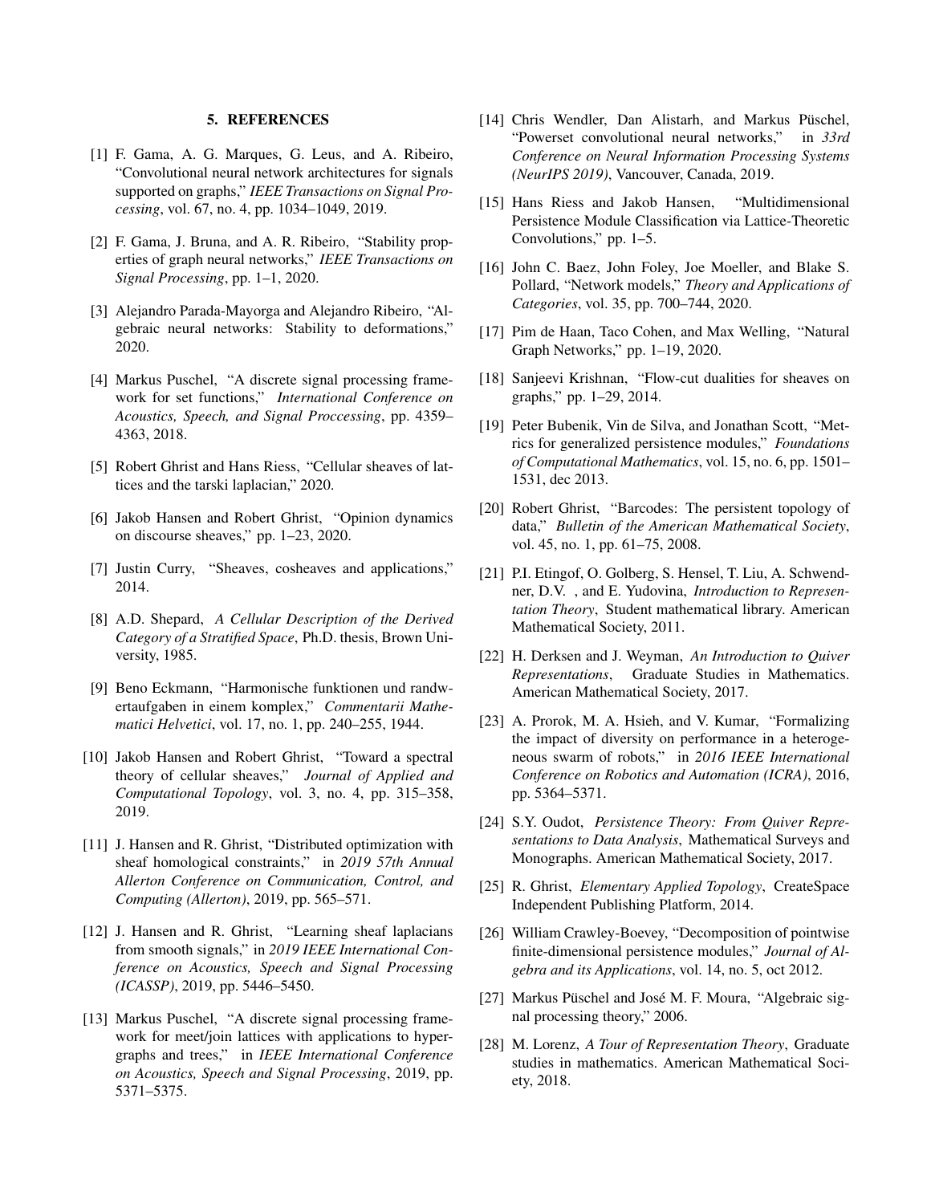## 5. REFERENCES

[1] F. Gama, A. G. Marques, G. Leus, and A. Ribeiro, "Convolutional neural network architectures for signals supported on graphs," *IEEE Transactions on Signal Processing*, vol. 67, no. 4, pp. 1034–1049, 2019.

[2] F. Gama, J. Bruna, and A. R. Ribeiro, "Stability properties of graph neural networks," *IEEE Transactions on Signal Processing*, pp. 1–1, 2020.

[3] Alejandro Parada-Mayorga and Alejandro Ribeiro, "Algebraic neural networks: Stability to deformations," 2020.

[4] Markus Puschel, "A discrete signal processing framework for set functions," *International Conference on Acoustics, Speech, and Signal Proccessing*, pp. 4359–4363, 2018.

[5] Robert Ghrist and Hans Riess, "Cellular sheaves of lattices and the tarski laplacian," 2020.

[6] Jakob Hansen and Robert Ghrist, "Opinion dynamics on discourse sheaves," pp. 1–23, 2020.

[7] Justin Curry, "Sheaves, cosheaves and applications," 2014.

[8] A.D. Shepard, *A Cellular Description of the Derived Category of a Stratified Space*, Ph.D. thesis, Brown University, 1985.

[9] Beno Eckmann, "Harmonische funktionen und randwertaufgaben in einem komplex," *Commentarii Mathematici Helvetici*, vol. 17, no. 1, pp. 240–255, 1944.

[10] Jakob Hansen and Robert Ghrist, "Toward a spectral theory of cellular sheaves," *Journal of Applied and Computational Topology*, vol. 3, no. 4, pp. 315–358, 2019.

[11] J. Hansen and R. Ghrist, "Distributed optimization with sheaf homological constraints," in *2019 57th Annual Allerton Conference on Communication, Control, and Computing (Allerton)*, 2019, pp. 565–571.

[12] J. Hansen and R. Ghrist, "Learning sheaf laplacians from smooth signals," in *2019 IEEE International Conference on Acoustics, Speech and Signal Processing (ICASSP)*, 2019, pp. 5446–5450.

[13] Markus Puschel, "A discrete signal processing framework for meet/join lattices with applications to hypergraphs and trees," in *IEEE International Conference on Acoustics, Speech and Signal Processing*, 2019, pp. 5371–5375.

[14] Chris Wendler, Dan Alistarh, and Markus Püschel, "Powerset convolutional neural networks," in *33rd Conference on Neural Information Processing Systems (NeurIPS 2019)*, Vancouver, Canada, 2019.

[15] Hans Riess and Jakob Hansen, "Multidimensional Persistence Module Classification via Lattice-Theoretic Convolutions," pp. 1–5.

[16] John C. Baez, John Foley, Joe Moeller, and Blake S. Pollard, "Network models," *Theory and Applications of Categories*, vol. 35, pp. 700–744, 2020.

[17] Pim de Haan, Taco Cohen, and Max Welling, "Natural Graph Networks," pp. 1–19, 2020.

[18] Sanjeevi Krishnan, "Flow-cut dualities for sheaves on graphs," pp. 1–29, 2014.

[19] Peter Bubenik, Vin de Silva, and Jonathan Scott, "Metrics for generalized persistence modules," *Foundations of Computational Mathematics*, vol. 15, no. 6, pp. 1501–1531, dec 2013.

[20] Robert Ghrist, "Barcodes: The persistent topology of data," *Bulletin of the American Mathematical Society*, vol. 45, no. 1, pp. 61–75, 2008.

[21] P.I. Etingof, O. Golberg, S. Hensel, T. Liu, A. Schwendner, D.V. , and E. Yudovina, *Introduction to Representation Theory*, Student mathematical library. American Mathematical Society, 2011.

[22] H. Derksen and J. Weyman, *An Introduction to Quiver Representations*, Graduate Studies in Mathematics. American Mathematical Society, 2017.

[23] A. Prorok, M. A. Hsieh, and V. Kumar, "Formalizing the impact of diversity on performance in a heterogeneous swarm of robots," in *2016 IEEE International Conference on Robotics and Automation (ICRA)*, 2016, pp. 5364–5371.

[24] S.Y. Oudot, *Persistence Theory: From Quiver Representations to Data Analysis*, Mathematical Surveys and Monographs. American Mathematical Society, 2017.

[25] R. Ghrist, *Elementary Applied Topology*, CreateSpace Independent Publishing Platform, 2014.

[26] William Crawley-Boevey, "Decomposition of pointwise finite-dimensional persistence modules," *Journal of Algebra and its Applications*, vol. 14, no. 5, oct 2012.

[27] Markus Püschel and José M. F. Moura, "Algebraic signal processing theory," 2006.

[28] M. Lorenz, *A Tour of Representation Theory*, Graduate studies in mathematics. American Mathematical Society, 2018.